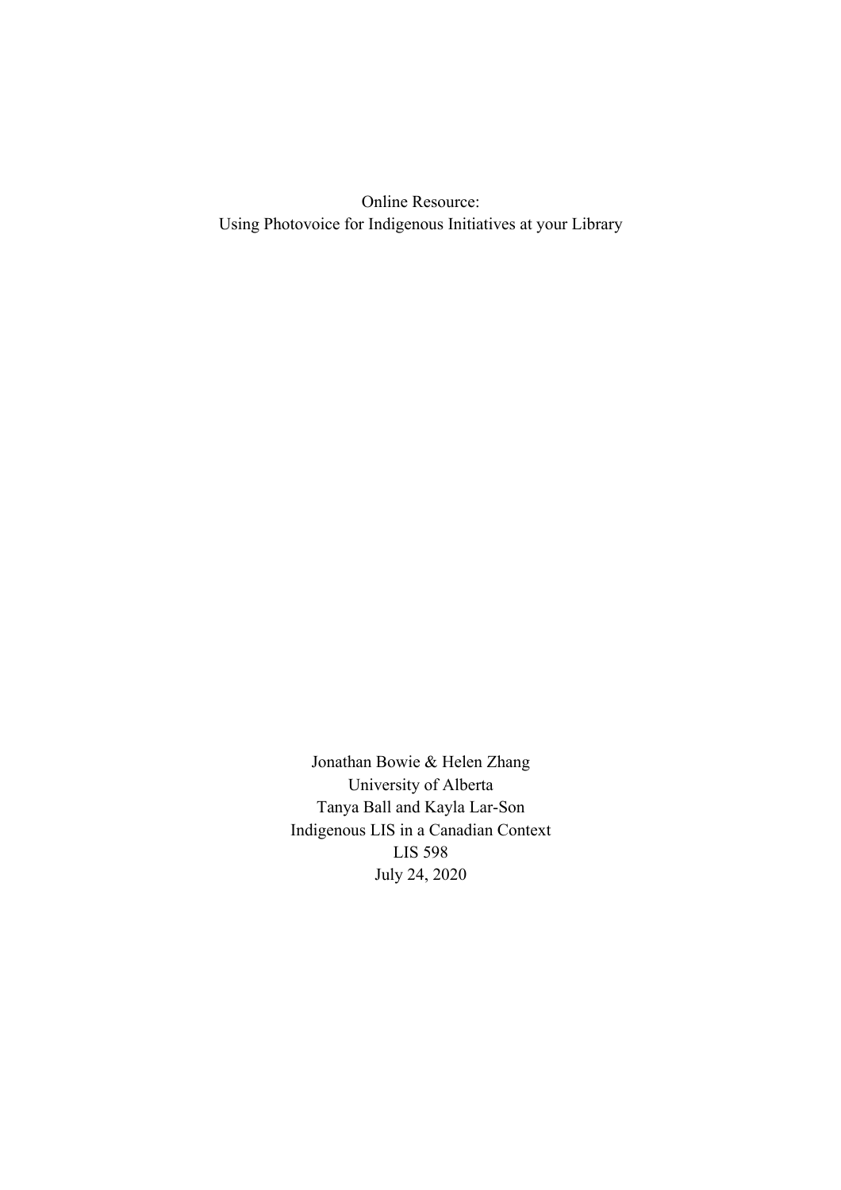# Online Resource:
# Using Photovoice for Indigenous Initiatives at your Library

Jonathan Bowie & Helen Zhang
University of Alberta
Tanya Ball and Kayla Lar-Son
Indigenous LIS in a Canadian Context
LIS 598
July 24, 2020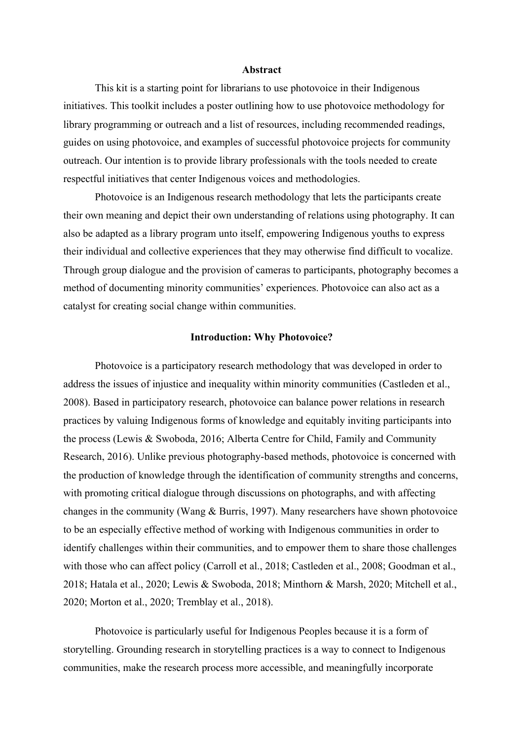## Abstract

This kit is a starting point for librarians to use photovoice in their Indigenous initiatives. This toolkit includes a poster outlining how to use photovoice methodology for library programming or outreach and a list of resources, including recommended readings, guides on using photovoice, and examples of successful photovoice projects for community outreach. Our intention is to provide library professionals with the tools needed to create respectful initiatives that center Indigenous voices and methodologies.

Photovoice is an Indigenous research methodology that lets the participants create their own meaning and depict their own understanding of relations using photography. It can also be adapted as a library program unto itself, empowering Indigenous youths to express their individual and collective experiences that they may otherwise find difficult to vocalize. Through group dialogue and the provision of cameras to participants, photography becomes a method of documenting minority communities' experiences. Photovoice can also act as a catalyst for creating social change within communities.

## Introduction: Why Photovoice?

Photovoice is a participatory research methodology that was developed in order to address the issues of injustice and inequality within minority communities (Castleden et al., 2008). Based in participatory research, photovoice can balance power relations in research practices by valuing Indigenous forms of knowledge and equitably inviting participants into the process (Lewis & Swoboda, 2016; Alberta Centre for Child, Family and Community Research, 2016). Unlike previous photography-based methods, photovoice is concerned with the production of knowledge through the identification of community strengths and concerns, with promoting critical dialogue through discussions on photographs, and with affecting changes in the community (Wang & Burris, 1997). Many researchers have shown photovoice to be an especially effective method of working with Indigenous communities in order to identify challenges within their communities, and to empower them to share those challenges with those who can affect policy (Carroll et al., 2018; Castleden et al., 2008; Goodman et al., 2018; Hatala et al., 2020; Lewis & Swoboda, 2018; Minthorn & Marsh, 2020; Mitchell et al., 2020; Morton et al., 2020; Tremblay et al., 2018).

Photovoice is particularly useful for Indigenous Peoples because it is a form of storytelling. Grounding research in storytelling practices is a way to connect to Indigenous communities, make the research process more accessible, and meaningfully incorporate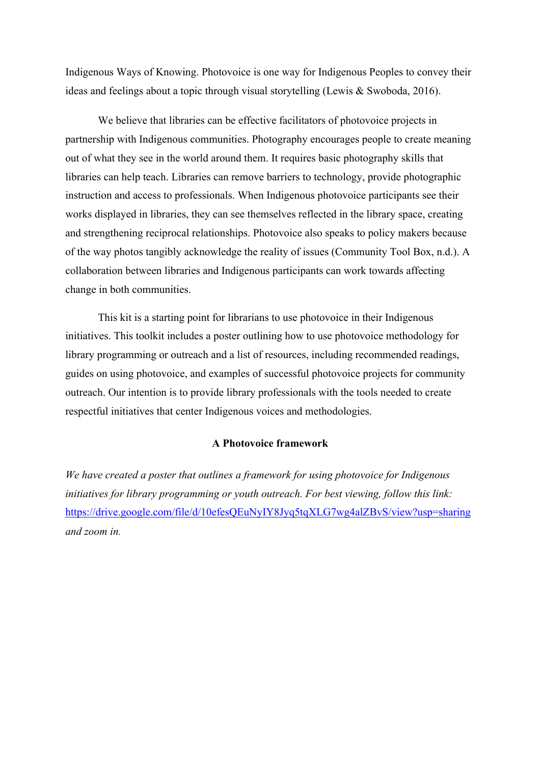Indigenous Ways of Knowing. Photovoice is one way for Indigenous Peoples to convey their ideas and feelings about a topic through visual storytelling (Lewis & Swoboda, 2016).

We believe that libraries can be effective facilitators of photovoice projects in partnership with Indigenous communities. Photography encourages people to create meaning out of what they see in the world around them. It requires basic photography skills that libraries can help teach. Libraries can remove barriers to technology, provide photographic instruction and access to professionals. When Indigenous photovoice participants see their works displayed in libraries, they can see themselves reflected in the library space, creating and strengthening reciprocal relationships. Photovoice also speaks to policy makers because of the way photos tangibly acknowledge the reality of issues (Community Tool Box, n.d.). A collaboration between libraries and Indigenous participants can work towards affecting change in both communities.

This kit is a starting point for librarians to use photovoice in their Indigenous initiatives. This toolkit includes a poster outlining how to use photovoice methodology for library programming or outreach and a list of resources, including recommended readings, guides on using photovoice, and examples of successful photovoice projects for community outreach. Our intention is to provide library professionals with the tools needed to create respectful initiatives that center Indigenous voices and methodologies.

## A Photovoice framework

*We have created a poster that outlines a framework for using photovoice for Indigenous initiatives for library programming or youth outreach. For best viewing, follow this link:* https://drive.google.com/file/d/10efesQEuNyIY8Jyq5tqXLG7wg4alZBvS/view?usp=sharing *and zoom in.*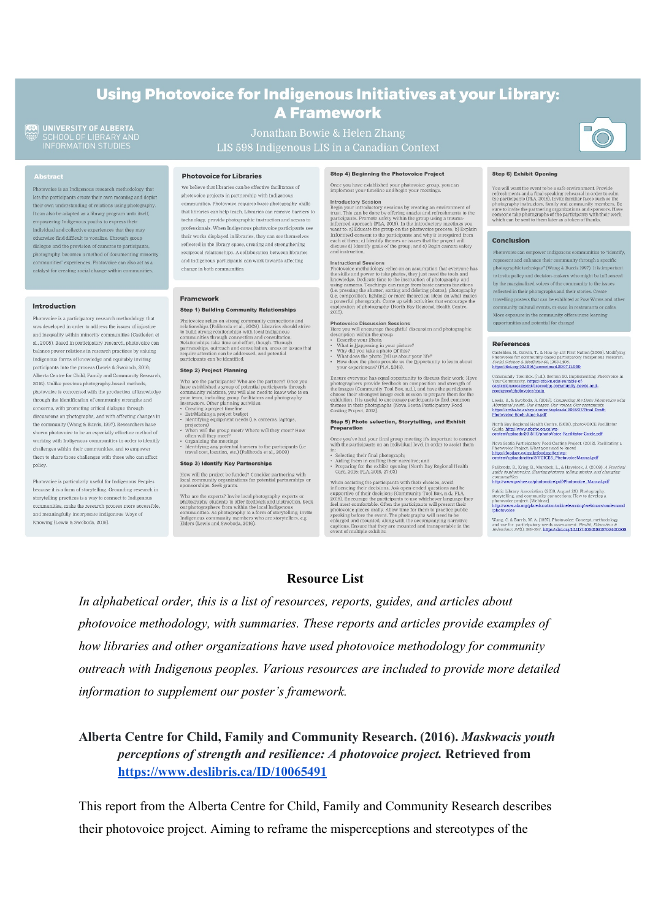# Using Photovoice for Indigenous Initiatives at your Library: A Framework

UNIVERSITY OF ALBERTA
SCHOOL OF LIBRARY AND INFORMATION STUDIES

Jonathan Bowie & Helen Zhang
LIS 598 Indigenous LIS in a Canadian Context

## Abstract

Photovoice is an Indigenous research methodology that lets the participants create their own meaning and depict their own understanding of relations using photography. It can also be adapted as a library program unto itself, empowering Indigenous youths to express their individual and collective experiences that they may otherwise find difficult to vocalize. Through group dialogue and the provision of cameras to participants, photography becomes a method of documenting minority communities' experiences. Photovoice can also act as a catalyst for creating social change within communities.

## Introduction

Photovoice is a participatory research methodology that was developed in order to address the issues of injustice and inequality within minority communities (Castleden et al, 2008). Based in participatory research, photovoice can balance power relations in research practices by valuing Indigenous forms of knowledge and equitably inviting participants into the process (Lewis & Swoboda, 2016; Alberta Centre for Child, Family and Community Research, 2016). Unlike previous photography-based methods, photovoice is concerned with the production of knowledge through the identification of community strengths and concerns, with promoting critical dialogue through discussions on photographs, and with affecting changes in the community (Wang & Burris, 1997). Researchers have shown photovoice to be an especially effective method of working with Indigenous communities in order to identify challenges within their communities, and to empower them to share those challenges with those who can affect policy.

Photovoice is particularly useful for Indigenous Peoples because it is a form of storytelling. Grounding research in storytelling practices is a way to connect to Indigenous communities, make the research process more accessible, and meaningfully incorporate Indigenous Ways of Knowing (Lewis & Swoboda, 2016).

## Photovoice for Libraries

We believe that libraries can be effective facilitators of photovoice projects in partnership with Indigenous communities. Photovoice requires basic photography skills that libraries can help teach. Libraries can remove barriers to technology, provide photographic instruction and access to professionals. When Indigenous photovoice participants see their works displayed in libraries, they can see themselves reflected in the library space, creating and strengthening reciprocal relationships. A collaboration between libraries and Indigenous participants can work towards affecting change in both communities.

## Framework

### Step 1) Building Community Relationships

Photovoice relies on strong community connections and relationships (Palibroda et al., 2009). Libraries should strive to build strong relationships with local Indigenous communities through connection and consultation. Relationships take time and effort, though. Through partnerships, outreach and consultation, areas or issues that require attention can be addressed, and potential participants can be identified.

### Step 2) Project Planning

Who are the participants? Who are the partners? Once you have established a group of potential participants through community relations, you will also need to know who is on your team, including group facilitators and photography instructors. Other planning activities:

- Creating a project timeline
- Establishing a project budget
- Identifying equipment needs (i.e. cameras, laptops, projectors)
- When will the group meet? Where will they meet? How often will they meet?
- Organizing the meetings
- Identifying any potential barriers to the participants (i.e. travel cost, location, etc.) (Palibroda et al., 2009)

### Step 3) Identify Key Partnerships

How will the project be funded? Consider partnering with local community organizations for potential partnerships or sponsorships. Seek grants.

Who are the experts? Invite local photography experts or photography students to offer feedback and instruction. Seek out photographers from within the local Indigenous communities. As photography is a form of storytelling, invite Indigenous community members who are storytellers, e.g. Elders (Lewis and Swoboda, 2016).

### Step 4) Beginning the Photovoice Project

Once you have established your photovoice group, you can implement your timeline and begin your meetings.

**Introductory Session**

Begin your introductory sessions by creating an environment of trust. This can be done by offering snacks and refreshments to the participants. Promote safety within the group using a trauma-informed approach (PLA, 2018). In the introductory meetings you want to: a) Educate the group on the photovoice process; b) Explain informed consent to the participants and why it is required from each of them; c) Identify themes or issues that the project will discuss d) Identify goals of the group; and e) Begin camera safety and instruction.

**Instructional Sessions**

Photovoice methodology relies on an assumption that everyone has the skills and power to take photos, they just need the tools and knowledge. Dedicate time to the instruction of photography and using cameras. Teachings can range from basic camera functions (i.e. pressing the shutter, sorting and deleting photos), photography (i.e. composition, lighting) or more theoretical ideas on what makes a powerful photograph. Come up with activities that encourage the exploration of photography (North Bay Regional Health Centre, 2015).

**Photovoice Discussion Sessions**

Here you will encourage thoughtful discussion and photographic description within the group.

- Describe your photo.
- What is Happening in your picture?
- Why did you take a photo Of this?
- What does the photo Tell us about your life?
- How does the photo provide us the Opportunity to learn about your experiences? (PLA, 2018).

Ensure everyone has equal opportunity to discuss their work. Have photographers provide feedback on composition and strength of the images (Community Tool Box, n.d.), and have the participants choose their strongest image each session to prepare them for the exhibition. It is useful to encourage participants to find common themes in their photographs (Nova Scotia Participatory Food Costing Project, 2012).

### Step 5) Photo selection, Storytelling, and Exhibit Preparation

Once you've had your final group meeting it's important to connect with the participants on an individual level in order to assist them in:

- Selecting their final photograph;
- Aiding them in crafting their narrative; and
- Preparing for the exhibit opening (North Bay Regional Health Care, 2015; PLA, 2018, 27:00)

When assisting the participants with their choices, avoid influencing their decisions. Ask open-ended questions and be supportive of their decisions (Community Tool Box, n.d.; PLA, 2018). Encourage the participants to use whichever language they feel most comfortable. Often the participants will present their photovoice pieces orally. Allow time for them to practice public speaking before the event. The photographs will need to be enlarged and mounted, along with the accompanying narrative captions. Ensure that they are mounted and transportable in the event of multiple exhibits.

### Step 6) Exhibit Opening

You will want the event to be a safe environment. Provide refreshments and a final speaking rehearsal in order to calm the participants (PLA, 2018). Invite familiar faces such as the photography instructors, family and community members. Be sure to invite the partnering organizations and sponsors. Have someone take photographs of the participants with their work which can be sent to them later as a token of thanks.

## Conclusion

Photovoice can empower Indigenous communities to "identify, represent and enhance their community through a specific photographic technique" (Wang & Burris 1997). It is important to invite policy and decision-makers who might be influenced by the marginalized voices of the community to the issues reflected in their photographs and their stories. Create travelling posters that can be exhibited at Pow Wows and other community cultural events, or even in restaurants or cafes. More exposure in the community offers more learning opportunities and potential for change!

## References

Castleden, H., Garvin, T., & Huu-ay-aht First Nation (2008). Modifying Photovoice for community-based participatory Indigenous research. *Social Science & Medicine 66*, 1393-1405. https://doi.org/10.1016/j.socscimed.2007.11.030

Community Tool Box. (n.d.). Section 20. Implementing Photovoice in Your Community. https://ctb.ku.edu/en/table-of-contents/assessment/assessing-community-needs-and-resources/photovoice/main

Lewis, S., & Swoboda, A. (2016). *Connecting the Dots: Photovoice with Aboriginal youth. Our images. Our voices. Our community.* https://crsh.bc.ca/wp-content/uploads/2018/07/Final-Draft-Photovoice-Book-June-4.pdf

North Bay Regional Health Centre. (2015). photoVOICE Facilitator Guide. http://www.nbrhc.on.ca/wp-content/uploads/2015/10/photoVoice-Facilitator-Guide.pdf

Nova Scotia Participatory Food Costing Project. (2012). Facilitating a Photovoice Project: What you need to know! https://foodarc.ca/makefoodmatter/wp-content/uploads/sites/3/VOICES_PhotovoiceManual.pdf

Palibroda, B., Krieg, B., Murdock, L., & Havelock, J. (2009). *A Practical guide to photovoice: Sharing pictures, telling stories, and changing communities.* http://www.pwhce.ca/photovoice/pdf/Photovoice_Manual.pdf

Public Library Association. (2018, August 29). Photography, storytelling, and community connections: How to develop a photovoice project. [Webinar]. http://www.ala.org/pla/education/onlinelearning/webinars/ondemand/photovoice

Wang, C. & Burris, M. A. (1997). Photovoice: Concept, methodology and use for participatory needs assessment. *Health, Education & Behaviour, 24*(3), 369-387. https://doi.org/10.1177/109019819702400309

# Resource List

*In alphabetical order, this is a list of resources, reports, guides, and articles about photovoice methodology, with summaries. These reports and articles provide examples of how libraries and other organizations have used photovoice methodology for community outreach with Indigenous peoples. Various resources are included to provide more detailed information to supplement our poster's framework.*

**Alberta Centre for Child, Family and Community Research. (2016).** ***Maskwacis youth perceptions of strength and resilience: A photovoice project.*** **Retrieved from** **https://www.deslibris.ca/ID/10065491**

This report from the Alberta Centre for Child, Family and Community Research describes their photovoice project. Aiming to reframe the misperceptions and stereotypes of the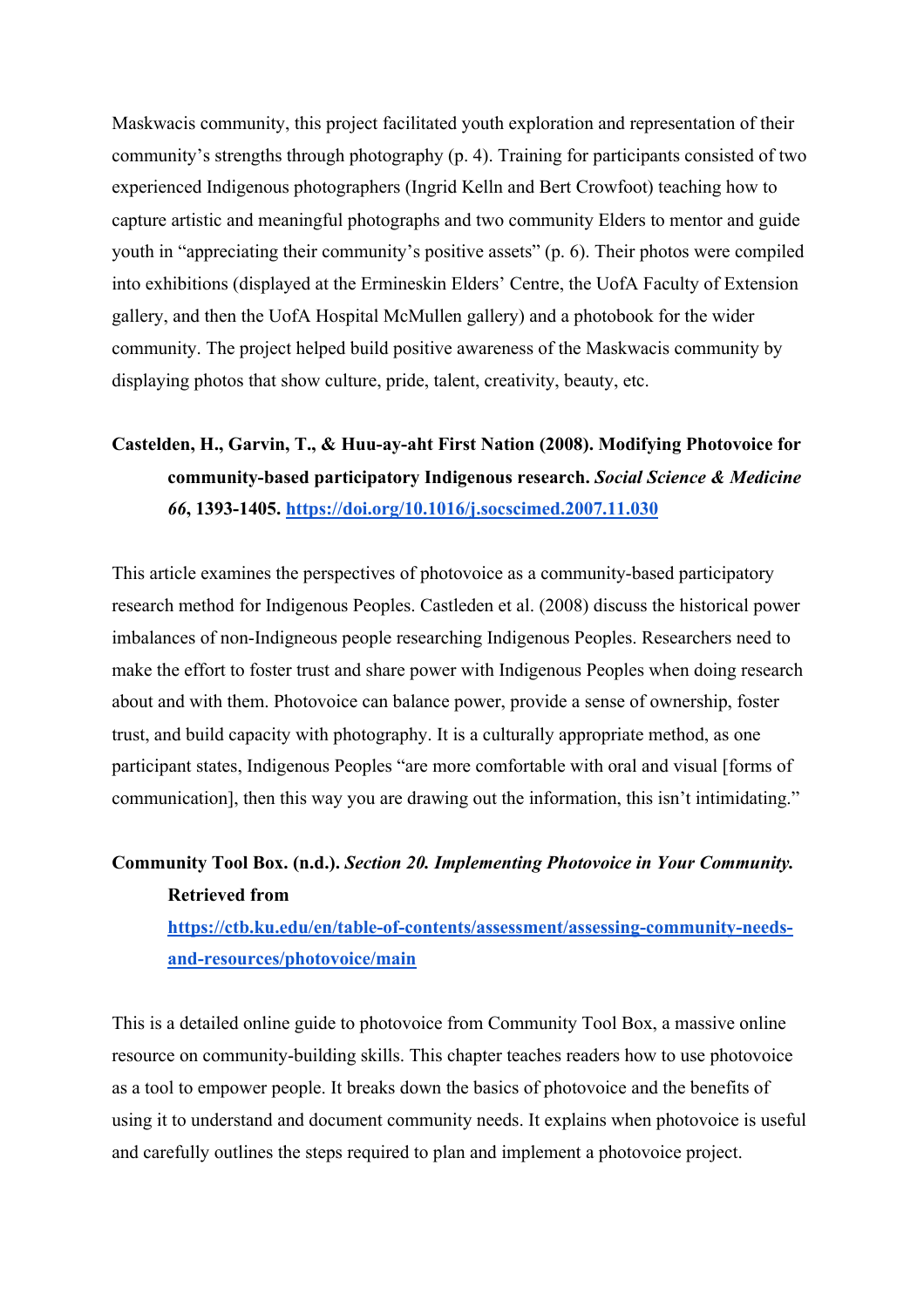Maskwacis community, this project facilitated youth exploration and representation of their community's strengths through photography (p. 4). Training for participants consisted of two experienced Indigenous photographers (Ingrid Kelln and Bert Crowfoot) teaching how to capture artistic and meaningful photographs and two community Elders to mentor and guide youth in "appreciating their community's positive assets" (p. 6). Their photos were compiled into exhibitions (displayed at the Ermineskin Elders' Centre, the UofA Faculty of Extension gallery, and then the UofA Hospital McMullen gallery) and a photobook for the wider community. The project helped build positive awareness of the Maskwacis community by displaying photos that show culture, pride, talent, creativity, beauty, etc.

**Castelden, H., Garvin, T., & Huu-ay-aht First Nation (2008). Modifying Photovoice for community-based participatory Indigenous research. *Social Science & Medicine 66*, 1393-1405. https://doi.org/10.1016/j.socscimed.2007.11.030**

This article examines the perspectives of photovoice as a community-based participatory research method for Indigenous Peoples. Castleden et al. (2008) discuss the historical power imbalances of non-Indigneous people researching Indigenous Peoples. Researchers need to make the effort to foster trust and share power with Indigenous Peoples when doing research about and with them. Photovoice can balance power, provide a sense of ownership, foster trust, and build capacity with photography. It is a culturally appropriate method, as one participant states, Indigenous Peoples "are more comfortable with oral and visual [forms of communication], then this way you are drawing out the information, this isn't intimidating."

**Community Tool Box. (n.d.). *Section 20. Implementing Photovoice in Your Community.* Retrieved from https://ctb.ku.edu/en/table-of-contents/assessment/assessing-community-needs-and-resources/photovoice/main**

This is a detailed online guide to photovoice from Community Tool Box, a massive online resource on community-building skills. This chapter teaches readers how to use photovoice as a tool to empower people. It breaks down the basics of photovoice and the benefits of using it to understand and document community needs. It explains when photovoice is useful and carefully outlines the steps required to plan and implement a photovoice project.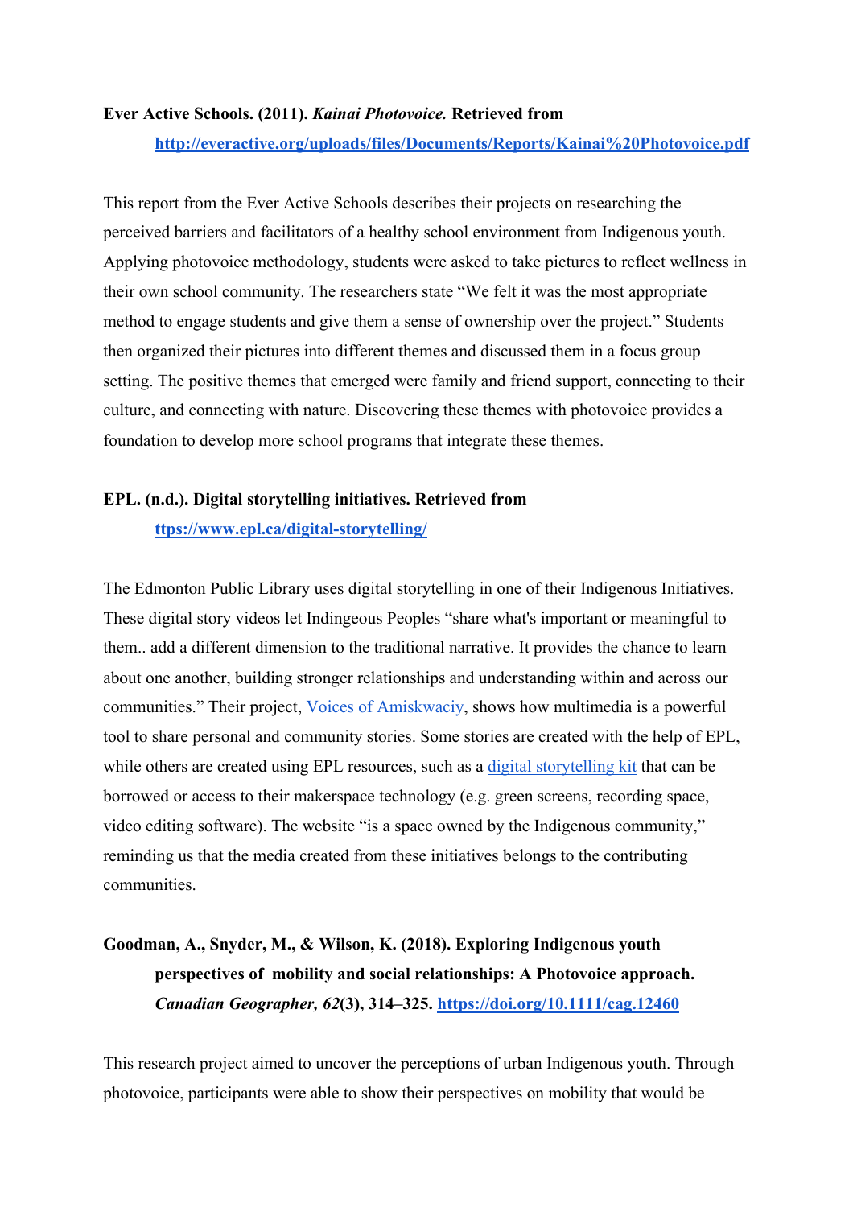**Ever Active Schools. (2011). *Kainai Photovoice.* Retrieved from [http://everactive.org/uploads/files/Documents/Reports/Kainai%20Photovoice.pdf](http://everactive.org/uploads/files/Documents/Reports/Kainai%20Photovoice.pdf)**

This report from the Ever Active Schools describes their projects on researching the perceived barriers and facilitators of a healthy school environment from Indigenous youth. Applying photovoice methodology, students were asked to take pictures to reflect wellness in their own school community. The researchers state "We felt it was the most appropriate method to engage students and give them a sense of ownership over the project." Students then organized their pictures into different themes and discussed them in a focus group setting. The positive themes that emerged were family and friend support, connecting to their culture, and connecting with nature. Discovering these themes with photovoice provides a foundation to develop more school programs that integrate these themes.

**EPL. (n.d.). Digital storytelling initiatives. Retrieved from [ttps://www.epl.ca/digital-storytelling/](ttps://www.epl.ca/digital-storytelling/)**

The Edmonton Public Library uses digital storytelling in one of their Indigenous Initiatives. These digital story videos let Indingeous Peoples "share what's important or meaningful to them.. add a different dimension to the traditional narrative. It provides the chance to learn about one another, building stronger relationships and understanding within and across our communities." Their project, Voices of Amiskwaciy, shows how multimedia is a powerful tool to share personal and community stories. Some stories are created with the help of EPL, while others are created using EPL resources, such as a digital storytelling kit that can be borrowed or access to their makerspace technology (e.g. green screens, recording space, video editing software). The website "is a space owned by the Indigenous community," reminding us that the media created from these initiatives belongs to the contributing communities.

**Goodman, A., Snyder, M., & Wilson, K. (2018). Exploring Indigenous youth perspectives of mobility and social relationships: A Photovoice approach. *Canadian Geographer, 62*(3), 314–325. [https://doi.org/10.1111/cag.12460](https://doi.org/10.1111/cag.12460)**

This research project aimed to uncover the perceptions of urban Indigenous youth. Through photovoice, participants were able to show their perspectives on mobility that would be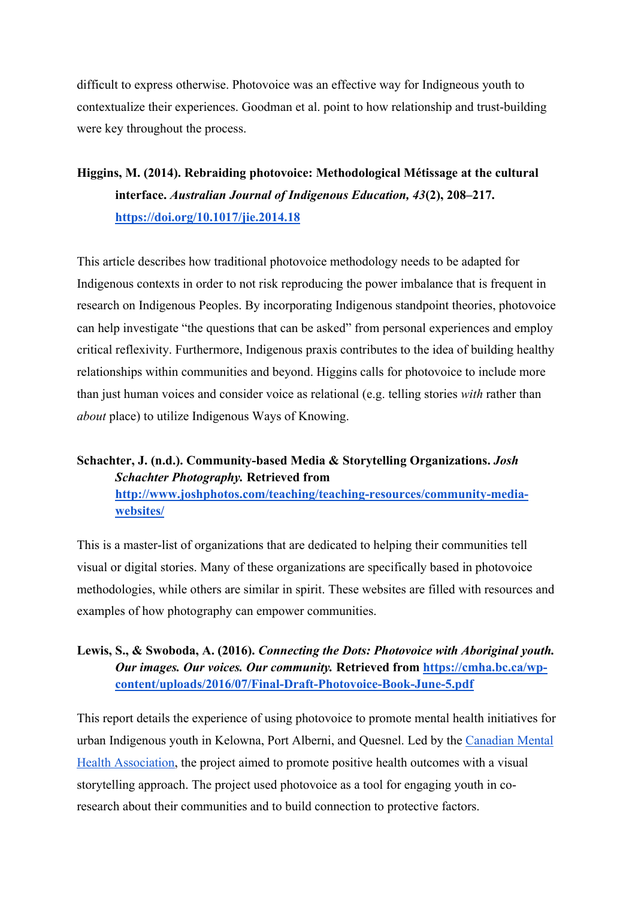difficult to express otherwise. Photovoice was an effective way for Indigenous youth to contextualize their experiences. Goodman et al. point to how relationship and trust-building were key throughout the process.

**Higgins, M. (2014). Rebraiding photovoice: Methodological Métissage at the cultural interface. *Australian Journal of Indigenous Education, 43*(2), 208–217. [https://doi.org/10.1017/jie.2014.18](https://doi.org/10.1017/jie.2014.18)**

This article describes how traditional photovoice methodology needs to be adapted for Indigenous contexts in order to not risk reproducing the power imbalance that is frequent in research on Indigenous Peoples. By incorporating Indigenous standpoint theories, photovoice can help investigate "the questions that can be asked" from personal experiences and employ critical reflexivity. Furthermore, Indigenous praxis contributes to the idea of building healthy relationships within communities and beyond. Higgins calls for photovoice to include more than just human voices and consider voice as relational (e.g. telling stories *with* rather than *about* place) to utilize Indigenous Ways of Knowing.

**Schachter, J. (n.d.). Community-based Media & Storytelling Organizations. *Josh Schachter Photography.* Retrieved from [http://www.joshphotos.com/teaching/teaching-resources/community-media-websites/](http://www.joshphotos.com/teaching/teaching-resources/community-media-websites/)**

This is a master-list of organizations that are dedicated to helping their communities tell visual or digital stories. Many of these organizations are specifically based in photovoice methodologies, while others are similar in spirit. These websites are filled with resources and examples of how photography can empower communities.

**Lewis, S., & Swoboda, A. (2016). *Connecting the Dots: Photovoice with Aboriginal youth. Our images. Our voices. Our community.* Retrieved from [https://cmha.bc.ca/wp-content/uploads/2016/07/Final-Draft-Photovoice-Book-June-5.pdf](https://cmha.bc.ca/wp-content/uploads/2016/07/Final-Draft-Photovoice-Book-June-5.pdf)**

This report details the experience of using photovoice to promote mental health initiatives for urban Indigenous youth in Kelowna, Port Alberni, and Quesnel. Led by the Canadian Mental Health Association, the project aimed to promote positive health outcomes with a visual storytelling approach. The project used photovoice as a tool for engaging youth in co-research about their communities and to build connection to protective factors.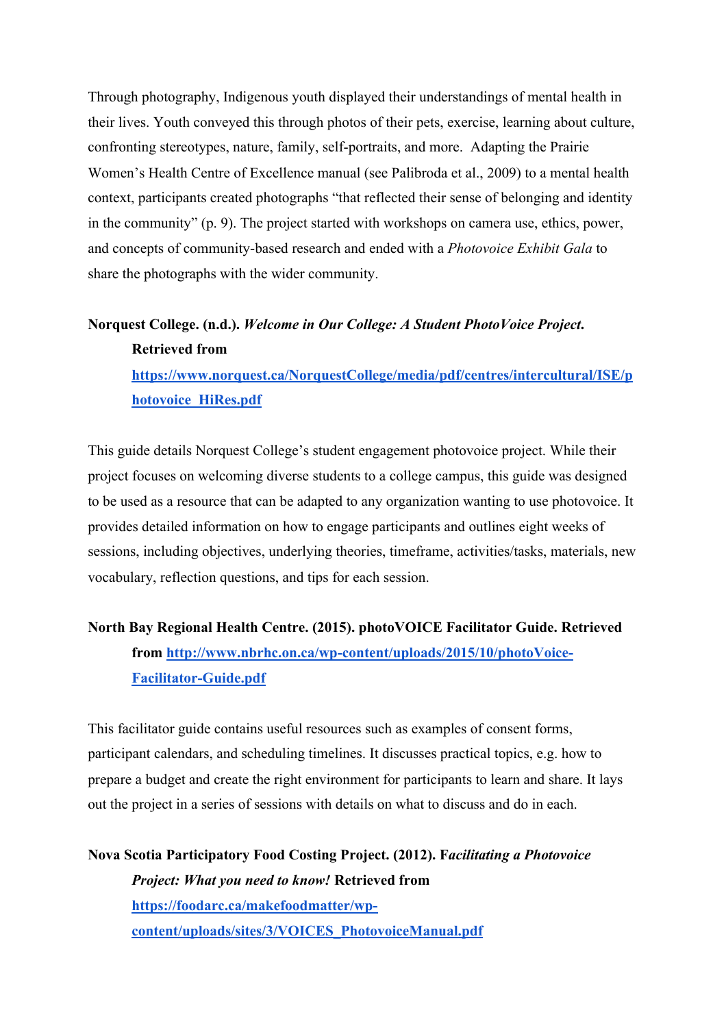Through photography, Indigenous youth displayed their understandings of mental health in their lives. Youth conveyed this through photos of their pets, exercise, learning about culture, confronting stereotypes, nature, family, self-portraits, and more. Adapting the Prairie Women's Health Centre of Excellence manual (see Palibroda et al., 2009) to a mental health context, participants created photographs "that reflected their sense of belonging and identity in the community" (p. 9). The project started with workshops on camera use, ethics, power, and concepts of community-based research and ended with a *Photovoice Exhibit Gala* to share the photographs with the wider community.

**Norquest College. (n.d.). *Welcome in Our College: A Student PhotoVoice Project.* Retrieved from [https://www.norquest.ca/NorquestCollege/media/pdf/centres/intercultural/ISE/photovoice_HiRes.pdf](https://www.norquest.ca/NorquestCollege/media/pdf/centres/intercultural/ISE/photovoice_HiRes.pdf)**

This guide details Norquest College's student engagement photovoice project. While their project focuses on welcoming diverse students to a college campus, this guide was designed to be used as a resource that can be adapted to any organization wanting to use photovoice. It provides detailed information on how to engage participants and outlines eight weeks of sessions, including objectives, underlying theories, timeframe, activities/tasks, materials, new vocabulary, reflection questions, and tips for each session.

**North Bay Regional Health Centre. (2015). photoVOICE Facilitator Guide. Retrieved from [http://www.nbrhc.on.ca/wp-content/uploads/2015/10/photoVoice-Facilitator-Guide.pdf](http://www.nbrhc.on.ca/wp-content/uploads/2015/10/photoVoice-Facilitator-Guide.pdf)**

This facilitator guide contains useful resources such as examples of consent forms, participant calendars, and scheduling timelines. It discusses practical topics, e.g. how to prepare a budget and create the right environment for participants to learn and share. It lays out the project in a series of sessions with details on what to discuss and do in each.

**Nova Scotia Participatory Food Costing Project. (2012). F*acilitating a Photovoice Project: What you need to know!* Retrieved from [https://foodarc.ca/makefoodmatter/wp-content/uploads/sites/3/VOICES_PhotovoiceManual.pdf](https://foodarc.ca/makefoodmatter/wp-content/uploads/sites/3/VOICES_PhotovoiceManual.pdf)**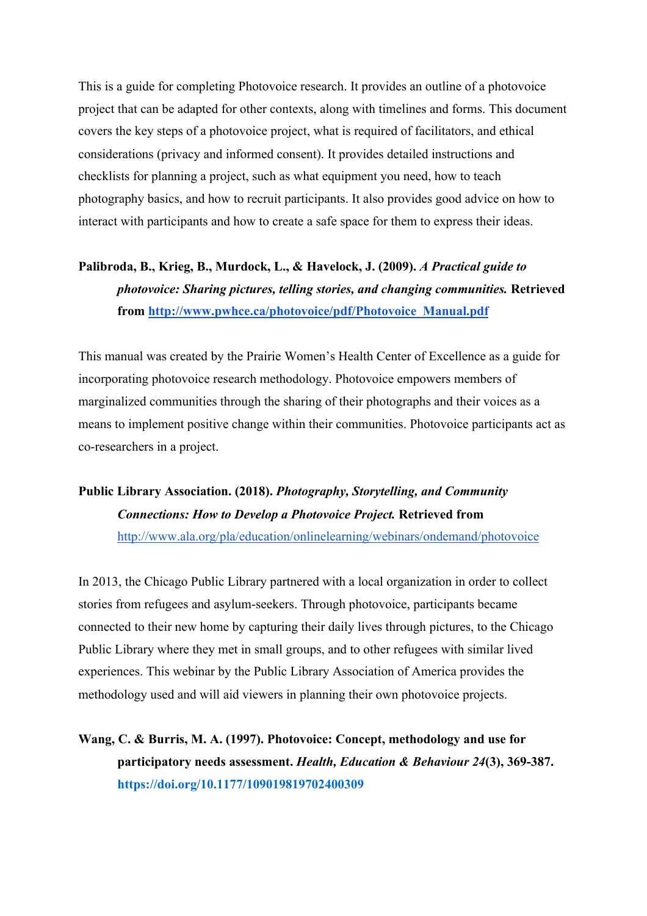This is a guide for completing Photovoice research. It provides an outline of a photovoice project that can be adapted for other contexts, along with timelines and forms. This document covers the key steps of a photovoice project, what is required of facilitators, and ethical considerations (privacy and informed consent). It provides detailed instructions and checklists for planning a project, such as what equipment you need, how to teach photography basics, and how to recruit participants. It also provides good advice on how to interact with participants and how to create a safe space for them to express their ideas.

**Palibroda, B., Krieg, B., Murdock, L., & Havelock, J. (2009).** ***A Practical guide to photovoice: Sharing pictures, telling stories, and changing communities.*** **Retrieved from [http://www.pwhce.ca/photovoice/pdf/Photovoice_Manual.pdf](http://www.pwhce.ca/photovoice/pdf/Photovoice_Manual.pdf)**

This manual was created by the Prairie Women's Health Center of Excellence as a guide for incorporating photovoice research methodology. Photovoice empowers members of marginalized communities through the sharing of their photographs and their voices as a means to implement positive change within their communities. Photovoice participants act as co-researchers in a project.

**Public Library Association. (2018).** ***Photography, Storytelling, and Community Connections: How to Develop a Photovoice Project.*** **Retrieved from** [http://www.ala.org/pla/education/onlinelearning/webinars/ondemand/photovoice](http://www.ala.org/pla/education/onlinelearning/webinars/ondemand/photovoice)

In 2013, the Chicago Public Library partnered with a local organization in order to collect stories from refugees and asylum-seekers. Through photovoice, participants became connected to their new home by capturing their daily lives through pictures, to the Chicago Public Library where they met in small groups, and to other refugees with similar lived experiences. This webinar by the Public Library Association of America provides the methodology used and will aid viewers in planning their own photovoice projects.

**Wang, C. & Burris, M. A. (1997). Photovoice: Concept, methodology and use for participatory needs assessment.** ***Health, Education & Behaviour 24*****(3), 369-387. [https://doi.org/10.1177/109019819702400309](https://doi.org/10.1177/109019819702400309)**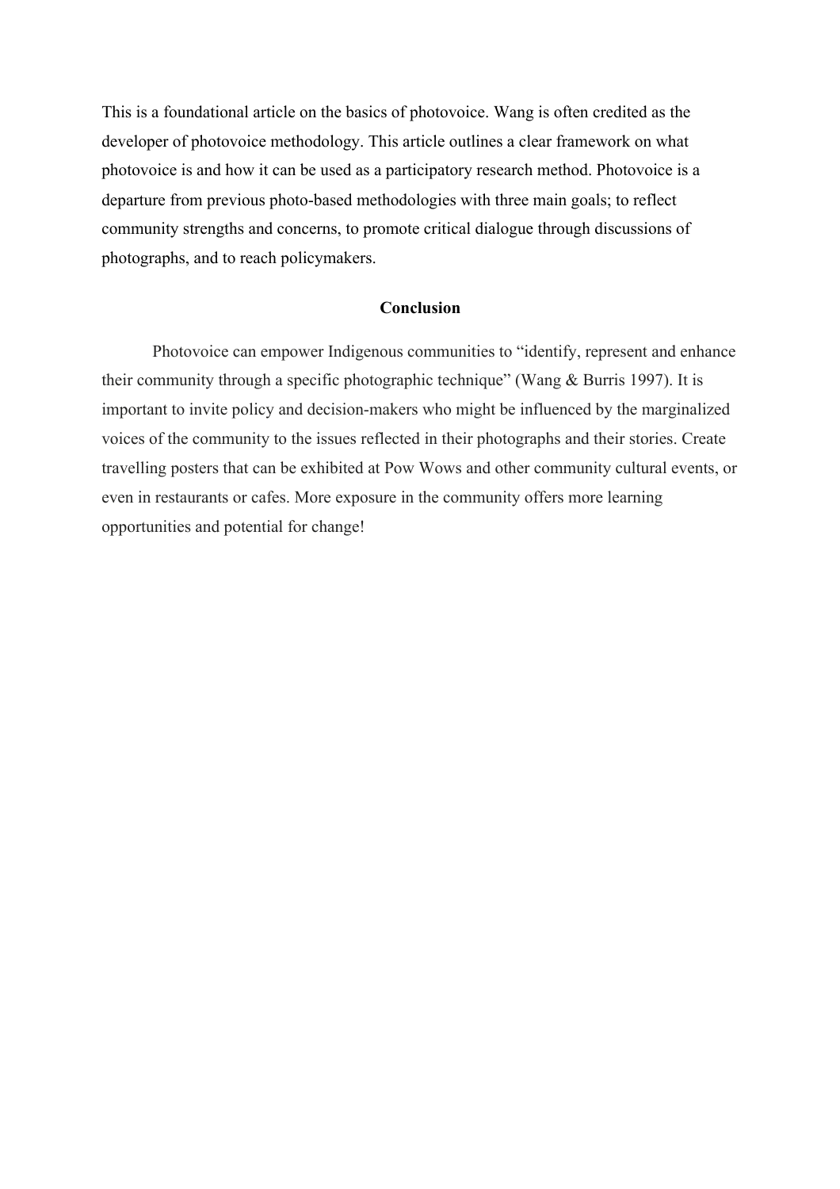This is a foundational article on the basics of photovoice. Wang is often credited as the developer of photovoice methodology. This article outlines a clear framework on what photovoice is and how it can be used as a participatory research method. Photovoice is a departure from previous photo-based methodologies with three main goals; to reflect community strengths and concerns, to promote critical dialogue through discussions of photographs, and to reach policymakers.

## Conclusion

Photovoice can empower Indigenous communities to "identify, represent and enhance their community through a specific photographic technique" (Wang & Burris 1997). It is important to invite policy and decision-makers who might be influenced by the marginalized voices of the community to the issues reflected in their photographs and their stories. Create travelling posters that can be exhibited at Pow Wows and other community cultural events, or even in restaurants or cafes. More exposure in the community offers more learning opportunities and potential for change!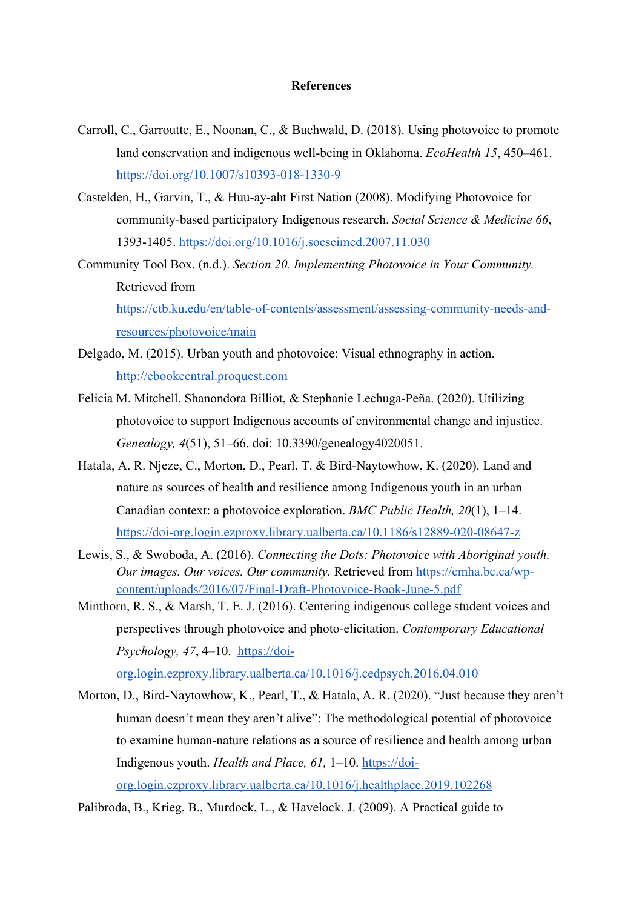# References

Carroll, C., Garroutte, E., Noonan, C., & Buchwald, D. (2018). Using photovoice to promote land conservation and indigenous well-being in Oklahoma. *EcoHealth 15*, 450–461. https://doi.org/10.1007/s10393-018-1330-9

Castelden, H., Garvin, T., & Huu-ay-aht First Nation (2008). Modifying Photovoice for community-based participatory Indigenous research. *Social Science & Medicine 66*, 1393-1405. https://doi.org/10.1016/j.socscimed.2007.11.030

Community Tool Box. (n.d.). *Section 20. Implementing Photovoice in Your Community.* Retrieved from https://ctb.ku.edu/en/table-of-contents/assessment/assessing-community-needs-and-resources/photovoice/main

Delgado, M. (2015). Urban youth and photovoice: Visual ethnography in action. http://ebookcentral.proquest.com

Felicia M. Mitchell, Shanondora Billiot, & Stephanie Lechuga-Peña. (2020). Utilizing photovoice to support Indigenous accounts of environmental change and injustice. *Genealogy, 4*(51), 51–66. doi: 10.3390/genealogy4020051.

Hatala, A. R. Njeze, C., Morton, D., Pearl, T. & Bird-Naytowhow, K. (2020). Land and nature as sources of health and resilience among Indigenous youth in an urban Canadian context: a photovoice exploration. *BMC Public Health, 20*(1), 1–14. https://doi-org.login.ezproxy.library.ualberta.ca/10.1186/s12889-020-08647-z

Lewis, S., & Swoboda, A. (2016). *Connecting the Dots: Photovoice with Aboriginal youth. Our images. Our voices. Our community.* Retrieved from https://cmha.bc.ca/wp-content/uploads/2016/07/Final-Draft-Photovoice-Book-June-5.pdf

Minthorn, R. S., & Marsh, T. E. J. (2016). Centering indigenous college student voices and perspectives through photovoice and photo-elicitation. *Contemporary Educational Psychology, 47*, 4–10. https://doi-org.login.ezproxy.library.ualberta.ca/10.1016/j.cedpsych.2016.04.010

Morton, D., Bird-Naytowhow, K., Pearl, T., & Hatala, A. R. (2020). "Just because they aren't human doesn't mean they aren't alive": The methodological potential of photovoice to examine human-nature relations as a source of resilience and health among urban Indigenous youth. *Health and Place, 61,* 1–10. https://doi-org.login.ezproxy.library.ualberta.ca/10.1016/j.healthplace.2019.102268

Palibroda, B., Krieg, B., Murdock, L., & Havelock, J. (2009). A Practical guide to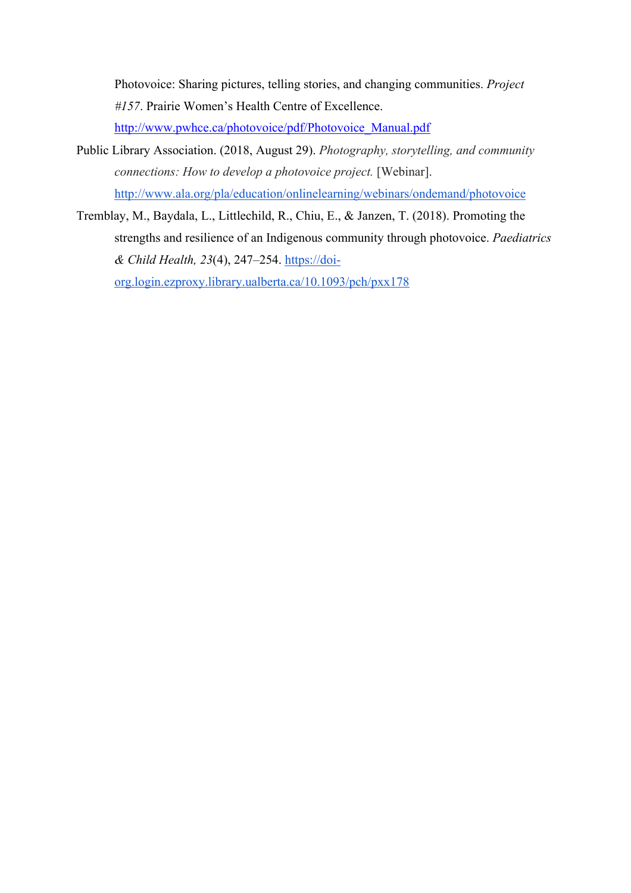Photovoice: Sharing pictures, telling stories, and changing communities. *Project #157*. Prairie Women's Health Centre of Excellence. http://www.pwhce.ca/photovoice/pdf/Photovoice_Manual.pdf

Public Library Association. (2018, August 29). *Photography, storytelling, and community connections: How to develop a photovoice project.* [Webinar]. http://www.ala.org/pla/education/onlinelearning/webinars/ondemand/photovoice

Tremblay, M., Baydala, L., Littlechild, R., Chiu, E., & Janzen, T. (2018). Promoting the strengths and resilience of an Indigenous community through photovoice. *Paediatrics & Child Health, 23*(4), 247–254. https://doi-org.login.ezproxy.library.ualberta.ca/10.1093/pch/pxx178